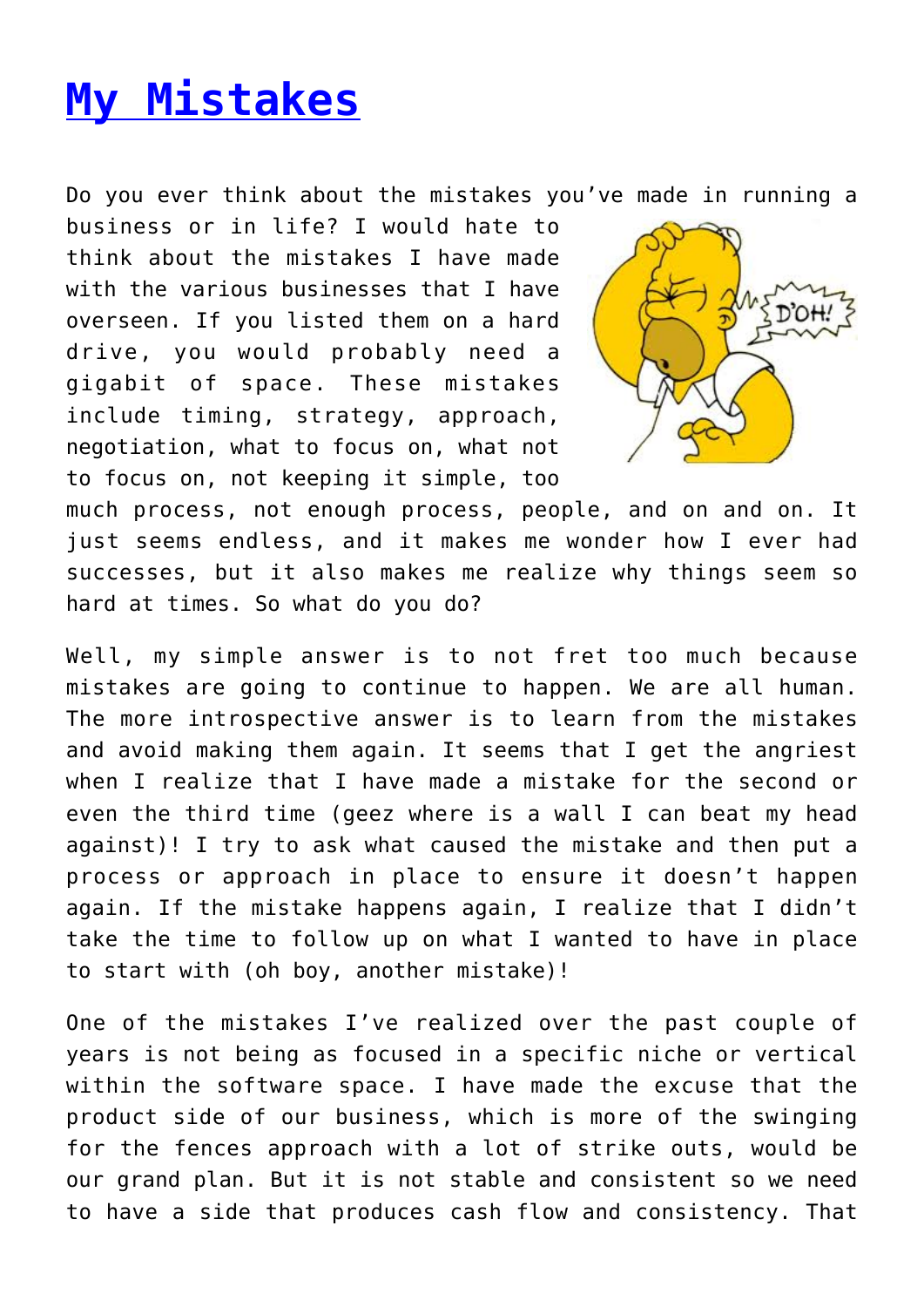# [My Mistakes]

Do you ever think about the mistakes you've made in running a business or in life? I would hate to think about the mistakes I have made with the various businesses that I have overseen. If you listed them on a hard drive, you would probably need a gigabit of space. These mistakes include timing, strategy, approach, negotiation, what to focus on, what not to focus on, not keeping it simple, too much process, not enough process, people, and on and on. It just seems endless, and it makes me wonder how I ever had successes, but it also makes me realize why things seem so hard at times. So what do you do?

Well, my simple answer is to not fret too much because mistakes are going to continue to happen. We are all human. The more introspective answer is to learn from the mistakes and avoid making them again. It seems that I get the angriest when I realize that I have made a mistake for the second or even the third time (geez where is a wall I can beat my head against)! I try to ask what caused the mistake and then put a process or approach in place to ensure it doesn't happen again. If the mistake happens again, I realize that I didn't take the time to follow up on what I wanted to have in place to start with (oh boy, another mistake)!

One of the mistakes I've realized over the past couple of years is not being as focused in a specific niche or vertical within the software space. I have made the excuse that the product side of our business, which is more of the swinging for the fences approach with a lot of strike outs, would be our grand plan. But it is not stable and consistent so we need to have a side that produces cash flow and consistency. That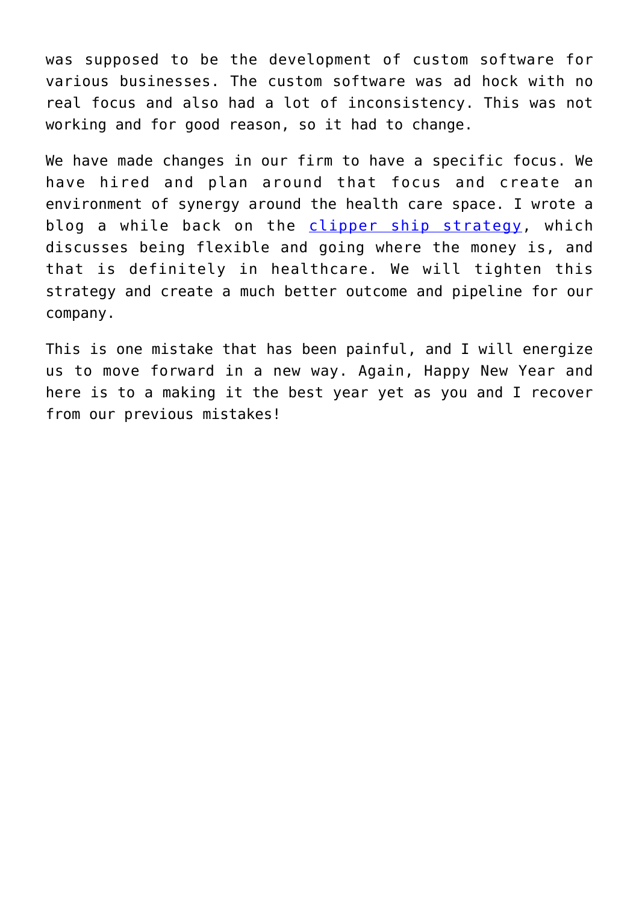was supposed to be the development of custom software for various businesses. The custom software was ad hock with no real focus and also had a lot of inconsistency. This was not working and for good reason, so it had to change.

We have made changes in our firm to have a specific focus. We have hired and plan around that focus and create an environment of synergy around the health care space. I wrote a blog a while back on the clipper ship strategy, which discusses being flexible and going where the money is, and that is definitely in healthcare. We will tighten this strategy and create a much better outcome and pipeline for our company.

This is one mistake that has been painful, and I will energize us to move forward in a new way. Again, Happy New Year and here is to a making it the best year yet as you and I recover from our previous mistakes!